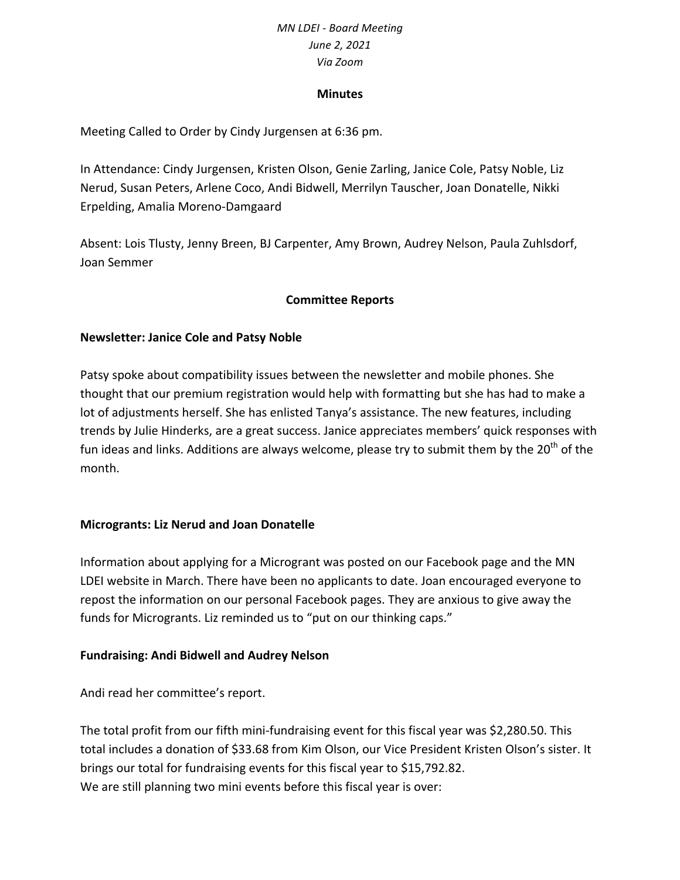*MN LDEI - Board Meeting*
*June 2, 2021*
*Via Zoom*

**Minutes**

Meeting Called to Order by Cindy Jurgensen at 6:36 pm.

In Attendance: Cindy Jurgensen, Kristen Olson, Genie Zarling, Janice Cole, Patsy Noble, Liz Nerud, Susan Peters, Arlene Coco, Andi Bidwell, Merrilyn Tauscher, Joan Donatelle, Nikki Erpelding, Amalia Moreno-Damgaard

Absent: Lois Tlusty, Jenny Breen, BJ Carpenter, Amy Brown, Audrey Nelson, Paula Zuhlsdorf, Joan Semmer

## Committee Reports

### Newsletter: Janice Cole and Patsy Noble

Patsy spoke about compatibility issues between the newsletter and mobile phones. She thought that our premium registration would help with formatting but she has had to make a lot of adjustments herself. She has enlisted Tanya's assistance. The new features, including trends by Julie Hinderks, are a great success. Janice appreciates members' quick responses with fun ideas and links. Additions are always welcome, please try to submit them by the 20th of the month.

### Microgrants: Liz Nerud and Joan Donatelle

Information about applying for a Micrograntwas posted on our Facebook page and the MN LDEI website in March. There have been no applicants to date. Joan encouraged everyone to repost the information on our personal Facebook pages. They are anxious to give away the funds for Micrograntss. Liz reminded us to "put on our thinking caps."

### Fundraising: Andi Bidwell and Audrey Nelson

Andi read her committee's report.

The total profit from our fifth mini-fundraising event for this fiscal year was $2,280.50. This total includes a donation of $33.68 from Kim Olson, our Vice President Kristen Olson's sister. It brings our total for fundraising events for this fiscal year to $15,792.82.
We are still planning two mini events before this fiscal year is over: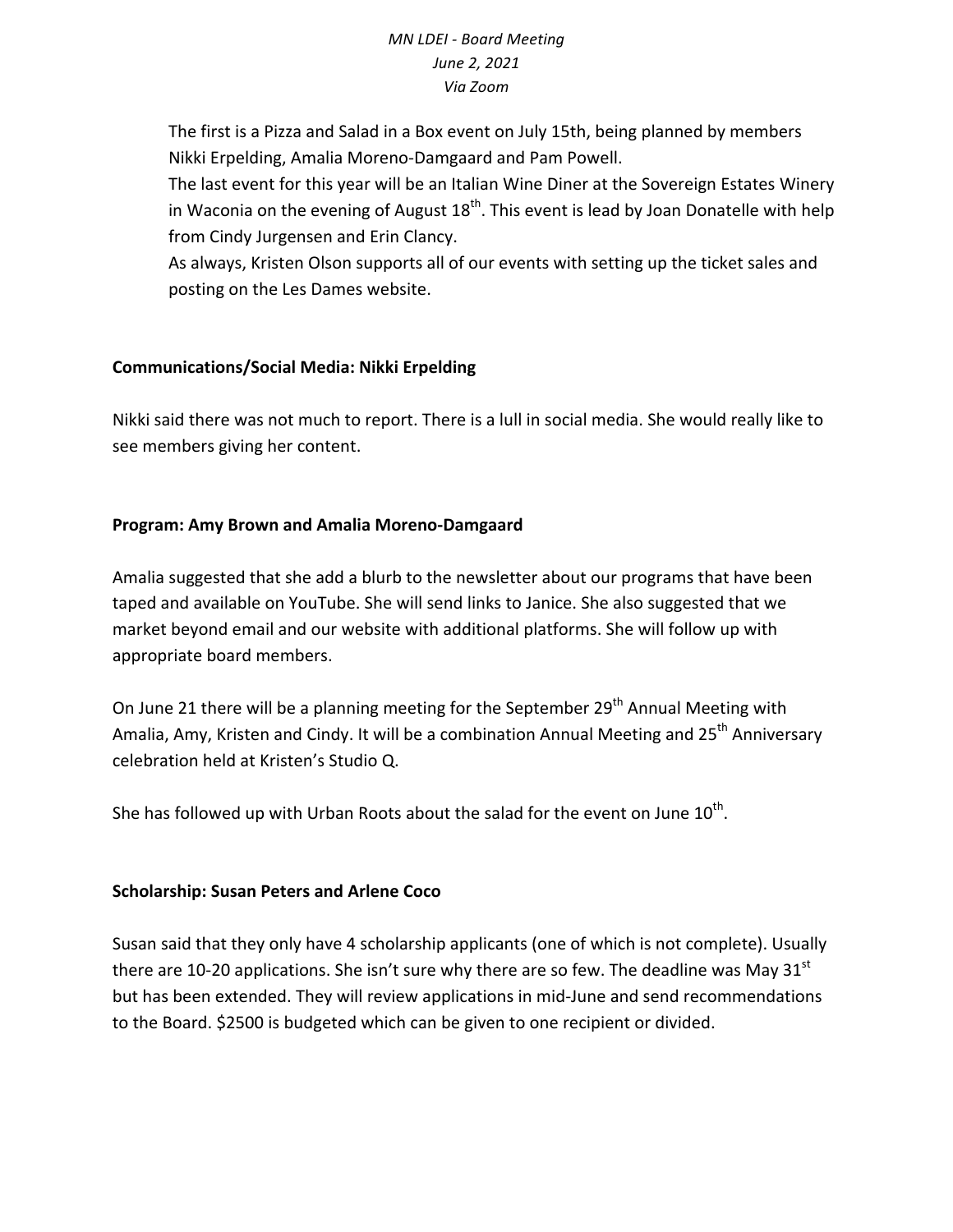The first is a Pizza and Salad in a Box event on July 15th, being planned by members Nikki Erpelding, Amalia Moreno-Damgaard and Pam Powell.
The last event for this year will be an Italian Wine Diner at the Sovereign Estates Winery in Waconia on the evening of August 18th. This event is lead by Joan Donatelle with help from Cindy Jurgensen and Erin Clancy.
As always, Kristen Olson supports all of our events with setting up the ticket sales and posting on the Les Dames website.

**Communications/Social Media: Nikki Erpelding**

Nikki said there was not much to report. There is a lull in social media. She would really like to see members giving her content.

**Program: Amy Brown and Amalia Moreno-Damgaard**

Amalia suggested that she add a blurb to the newsletter about our programs that have been taped and available on YouTube. She will send links to Janice. She also suggested that we market beyond email and our website with additional platforms. She will follow up with appropriate board members.

On June 21 there will be a planning meeting for the September 29th Annual Meeting with Amalia, Amy, Kristen and Cindy. It will be a combination Annual Meeting and 25th Anniversary celebration held at Kristen's Studio Q.

She has followed up with Urban Roots about the salad for the event on June 10th.

**Scholarship: Susan Peters and Arlene Coco**

Susan said that they only have 4 scholarship applicants (one of which is not complete). Usually there are 10-20 applications. She isn't sure why there are so few. The deadline was May 31st but has been extended. They will review applications in mid-June and send recommendations to the Board. $2500 is budgeted which can be given to one recipient or divided.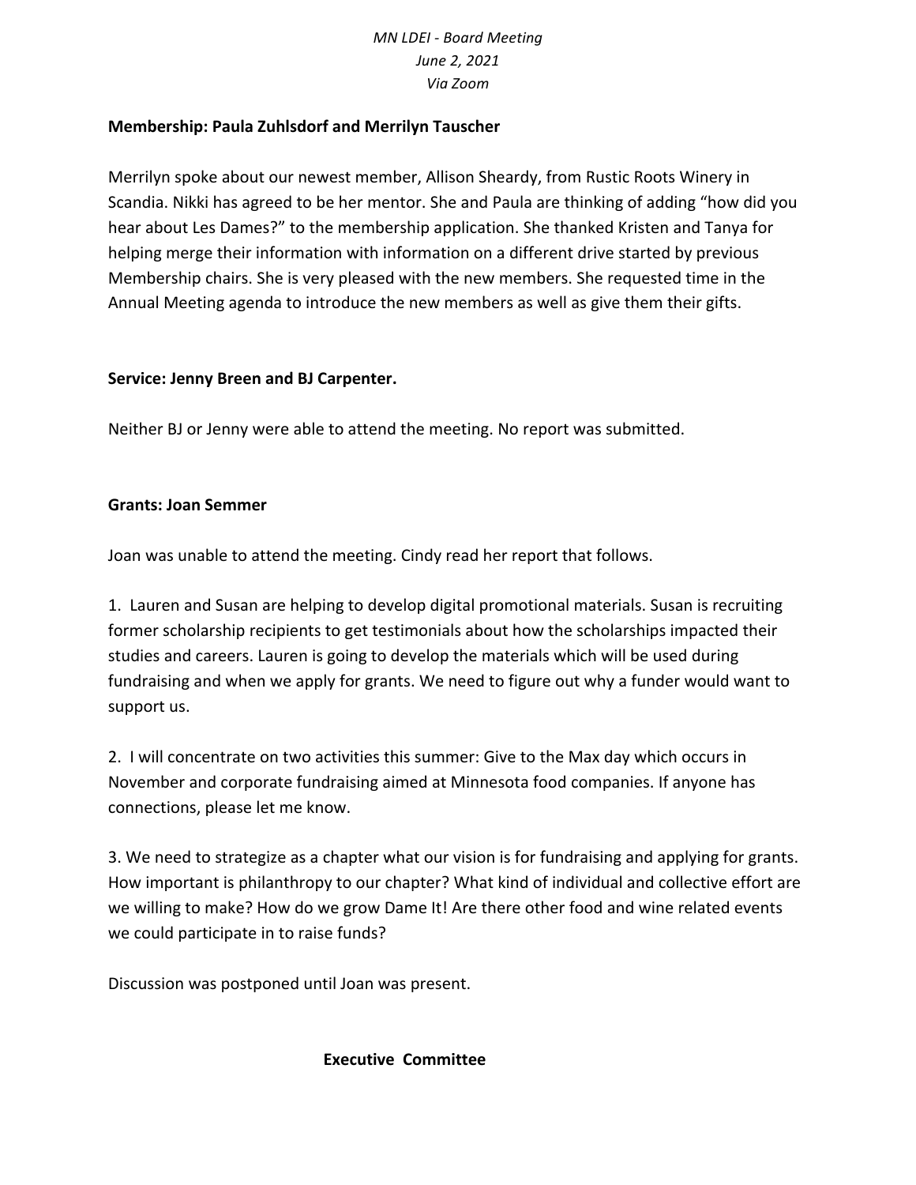**Membership: Paula Zuhlsdorf and Merrilyn Tauscher**

Merrilyn spoke about our newest member, Allison Sheardy, from Rustic Roots Winery in Scandia. Nikki has agreed to be her mentor. She and Paula are thinking of adding "how did you hear about Les Dames?" to the membership application. She thanked Kristen and Tanya for helping merge their information with information on a different drive started by previous Membership chairs. She is very pleased with the new members. She requested time in the Annual Meeting agenda to introduce the new members as well as give them their gifts.

**Service: Jenny Breen and BJ Carpenter.**

Neither BJ or Jenny were able to attend the meeting. No report was submitted.

**Grants: Joan Semmer**

Joan was unable to attend the meeting. Cindy read her report that follows.

1. Lauren and Susan are helping to develop digital promotional materials. Susan is recruiting former scholarship recipients to get testimonials about how the scholarships impacted their studies and careers. Lauren is going to develop the materials which will be used during fundraising and when we apply for grants. We need to figure out why a funder would want to support us.

2. I will concentrate on two activities this summer: Give to the Max day which occurs in November and corporate fundraising aimed at Minnesota food companies. If anyone has connections, please let me know.

3. We need to strategize as a chapter what our vision is for fundraising and applying for grants. How important is philanthropy to our chapter? What kind of individual and collective effort are we willing to make? How do we grow Dame It! Are there other food and wine related events we could participate in to raise funds?

Discussion was postponed until Joan was present.

**Executive Committee**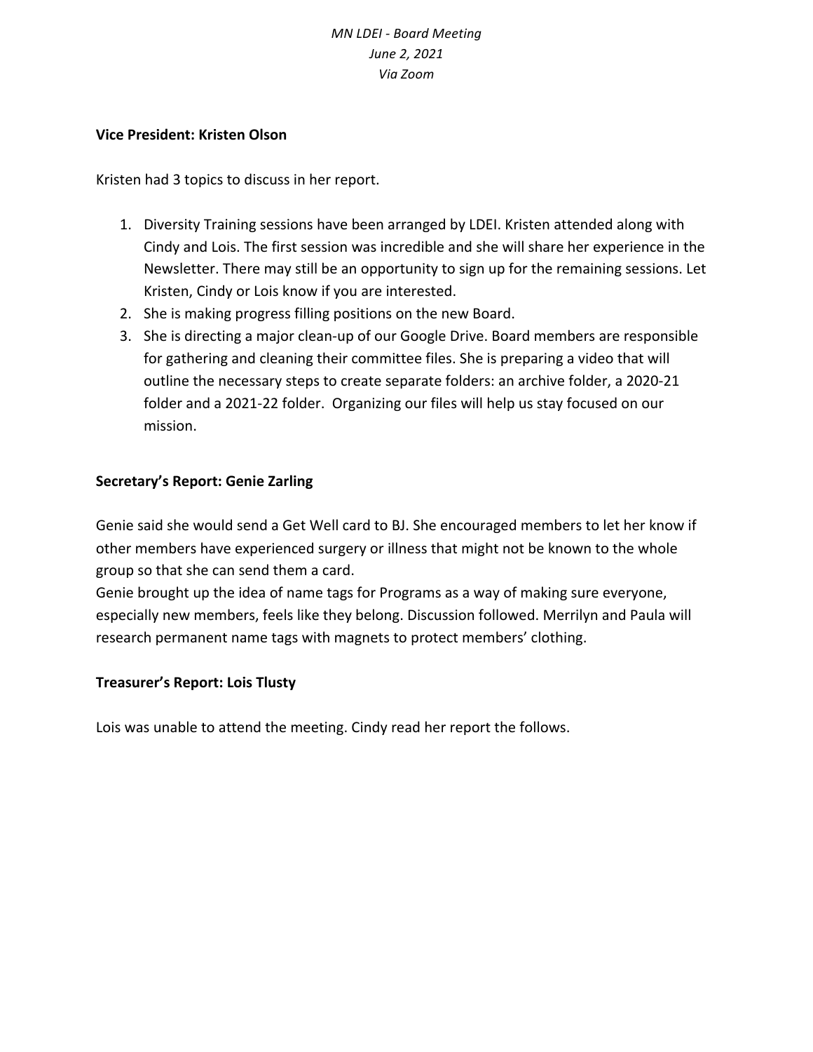*MN LDEI - Board Meeting*
*June 2, 2021*
*Via Zoom*

**Vice President: Kristen Olson**

Kristen had 3 topics to discuss in her report.

1. Diversity Training sessions have been arranged by LDEI. Kristen attended along with Cindy and Lois. The first session was incredible and she will share her experience in the Newsletter. There may still be an opportunity to sign up for the remaining sessions. Let Kristen, Cindy or Lois know if you are interested.
2. She is making progress filling positions on the new Board.
3. She is directing a major clean-up of our Google Drive. Board members are responsible for gathering and cleaning their committee files. She is preparing a video that will outline the necessary steps to create separate folders: an archive folder, a 2020-21 folder and a 2021-22 folder. Organizing our files will help us stay focused on our mission.

**Secretary's Report: Genie Zarling**

Genie said she would send a Get Well card to BJ. She encouraged members to let her know if other members have experienced surgery or illness that might not be known to the whole group so that she can send them a card.
Genie brought up the idea of name tags for Programs as a way of making sure everyone, especially new members, feels like they belong. Discussion followed. Merrilyn and Paula will research permanent name tags with magnets to protect members' clothing.

**Treasurer's Report: Lois Tlusty**

Lois was unable to attend the meeting. Cindy read her report the follows.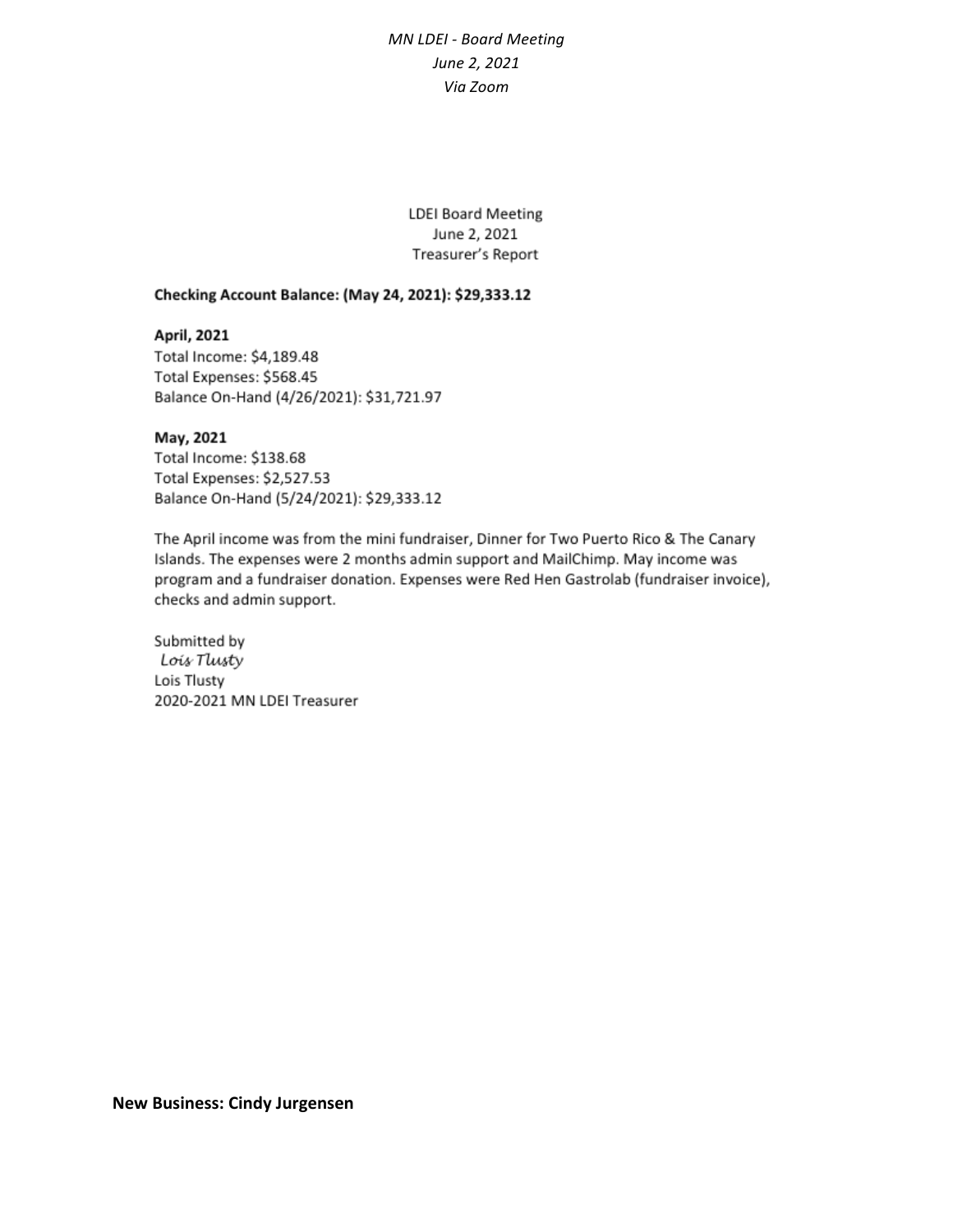LDEI Board Meeting
June 2, 2021
Treasurer's Report

**Checking Account Balance: (May 24, 2021): $29,333.12**

**April, 2021**
Total Income: $4,189.48
Total Expenses: $568.45
Balance On-Hand (4/26/2021): $31,721.97

**May, 2021**
Total Income: $138.68
Total Expenses: $2,527.53
Balance On-Hand (5/24/2021): $29,333.12

The April income was from the mini fundraiser, Dinner for Two Puerto Rico & The Canary Islands. The expenses were 2 months admin support and MailChimp. May income was program and a fundraiser donation. Expenses were Red Hen Gastrolab (fundraiser invoice), checks and admin support.

Submitted by
*Lois Tlusty*
Lois Tlusty
2020-2021 MN LDEI Treasurer

**New Business: Cindy Jurgensen**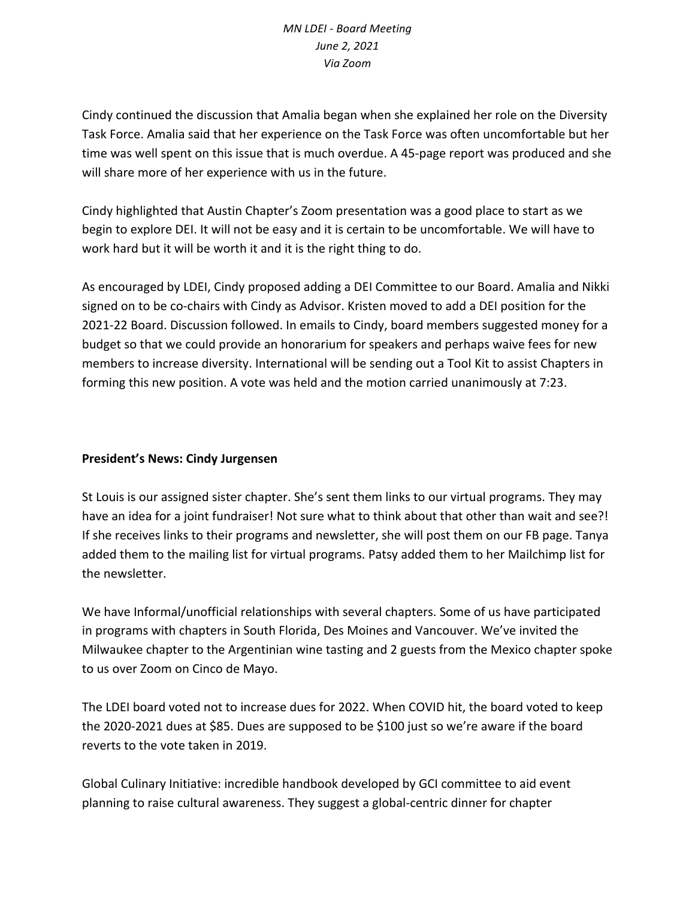Cindy continued the discussion that Amalia began when she explained her role on the Diversity Task Force. Amalia said that her experience on the Task Force was often uncomfortable but her time was well spent on this issue that is much overdue. A 45-page report was produced and she will share more of her experience with us in the future.

Cindy highlighted that Austin Chapter's Zoom presentation was a good place to start as we begin to explore DEI. It will not be easy and it is certain to be uncomfortable. We will have to work hard but it will be worth it and it is the right thing to do.

As encouraged by LDEI, Cindy proposed adding a DEI Committee to our Board. Amalia and Nikki signed on to be co-chairs with Cindy as Advisor. Kristen moved to add a DEI position for the 2021-22 Board. Discussion followed. In emails to Cindy, board members suggested money for a budget so that we could provide an honorarium for speakers and perhaps waive fees for new members to increase diversity. International will be sending out a Tool Kit to assist Chapters in forming this new position. A vote was held and the motion carried unanimously at 7:23.

**President's News: Cindy Jurgensen**

St Louis is our assigned sister chapter. She's sent them links to our virtual programs. They may have an idea for a joint fundraiser! Not sure what to think about that other than wait and see?! If she receives links to their programs and newsletter, she will post them on our FB page. Tanya added them to the mailing list for virtual programs. Patsy added them to her Mailchimp list for the newsletter.

We have Informal/unofficial relationships with several chapters. Some of us have participated in programs with chapters in South Florida, Des Moines and Vancouver. We've invited the Milwaukee chapter to the Argentinian wine tasting and 2 guests from the Mexico chapter spoke to us over Zoom on Cinco de Mayo.

The LDEI board voted not to increase dues for 2022. When COVID hit, the board voted to keep the 2020-2021 dues at $85. Dues are supposed to be $100 just so we're aware if the board reverts to the vote taken in 2019.

Global Culinary Initiative: incredible handbook developed by GCI committee to aid event planning to raise cultural awareness. They suggest a global-centric dinner for chapter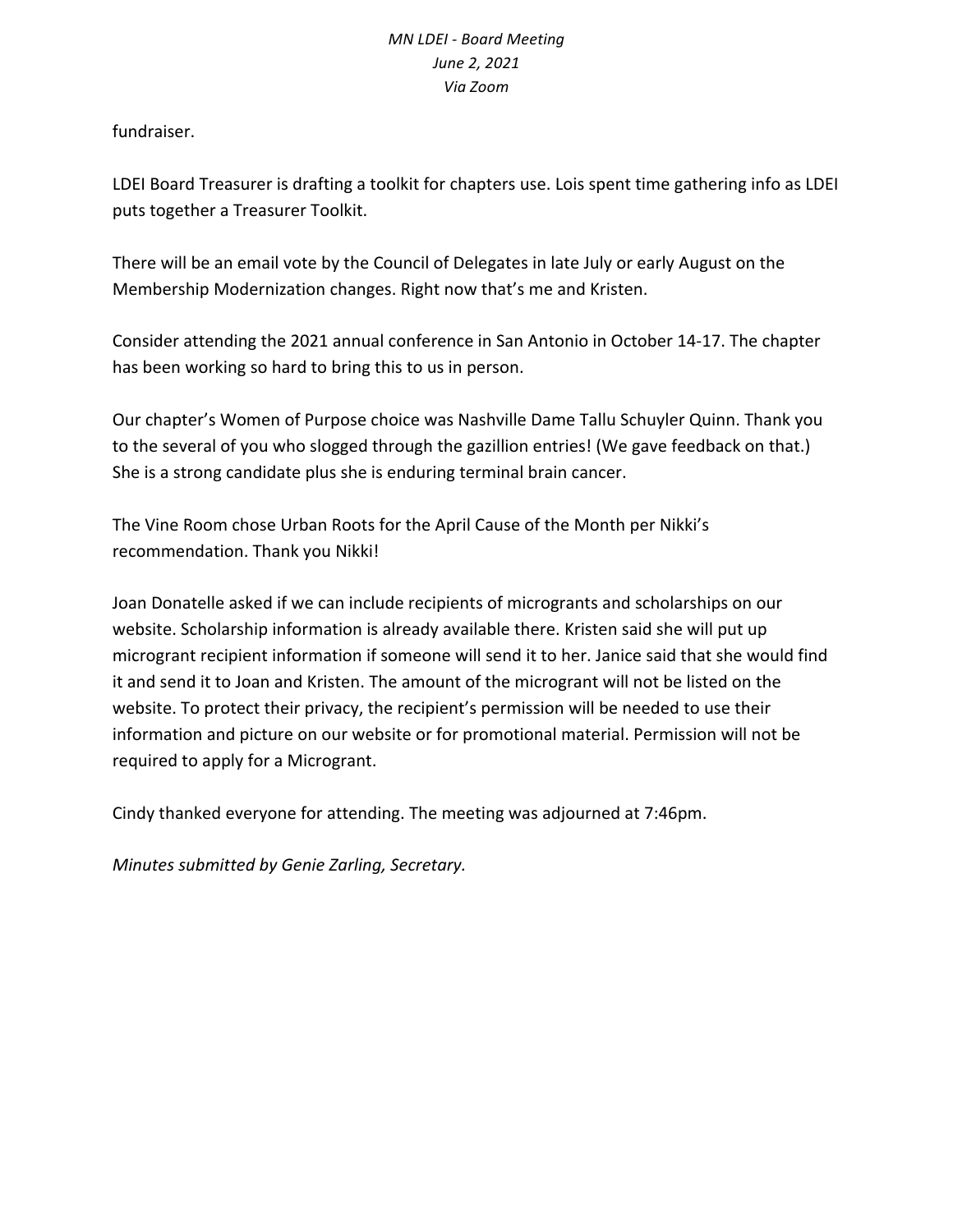fundraiser.

LDEI Board Treasurer is drafting a toolkit for chapters use. Lois spent time gathering info as LDEI puts together a Treasurer Toolkit.

There will be an email vote by the Council of Delegates in late July or early August on the Membership Modernization changes. Right now that's me and Kristen.

Consider attending the 2021 annual conference in San Antonio in October 14-17. The chapter has been working so hard to bring this to us in person.

Our chapter's Women of Purpose choice was Nashville Dame Tallu Schuyler Quinn. Thank you to the several of you who slogged through the gazillion entries! (We gave feedback on that.) She is a strong candidate plus she is enduring terminal brain cancer.

The Vine Room chose Urban Roots for the April Cause of the Month per Nikki's recommendation. Thank you Nikki!

Joan Donatelle asked if we can include recipients of micrograants and scholarships on our website. Scholarship information is already available there. Kristen said she will put up micrograant recipient information if someone will send it to her. Janice said that she would find it and send it to Joan and Kristen. The amount of the micrograant will not be listed on the website. To protect their privacy, the recipient's permission will be needed to use their information and picture on our website or for promotional material. Permission will not be required to apply for a Micrograant.

Cindy thanked everyone for attending. The meeting was adjourned at 7:46pm.

*Minutes submitted by Genie Zarling, Secretary.*